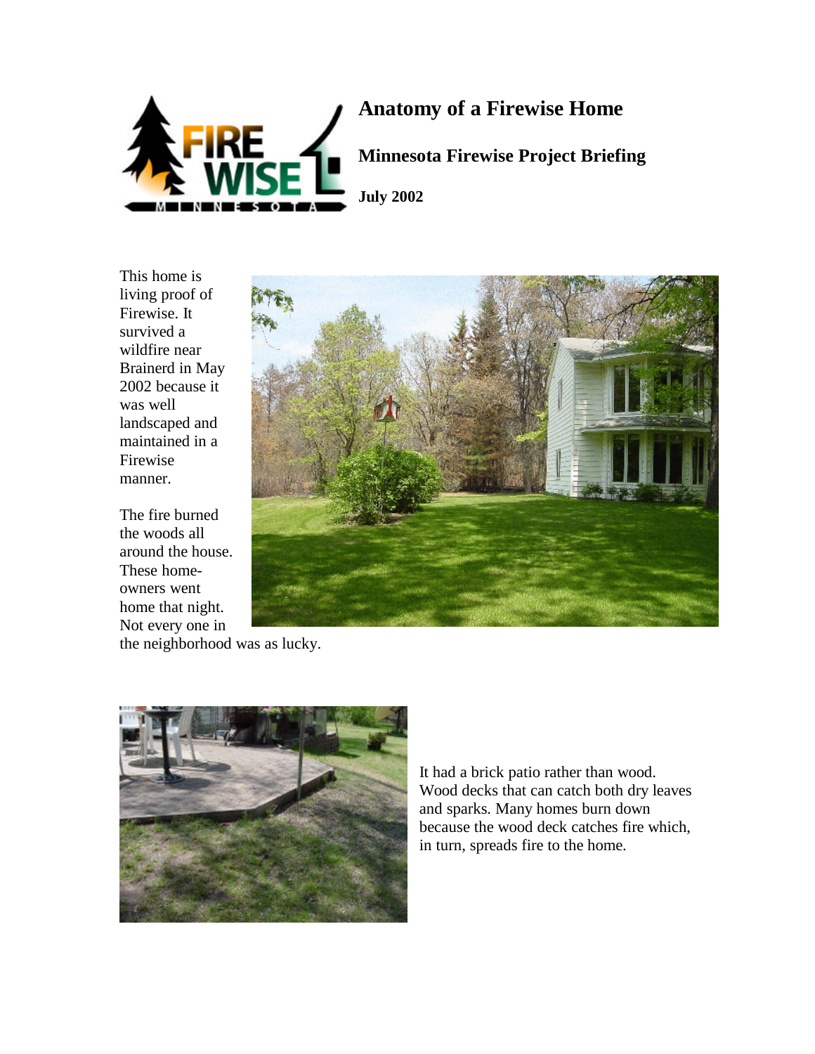# Anatomy of a Firewise Home

## Minnesota Firewise Project Briefing

**July 2002**

This home is living proof of Firewise. It survived a wildfire near Brainerd in May 2002 because it was well landscaped and maintained in a Firewise manner.

The fire burned the woods all around the house. These home-owners went home that night. Not every one in the neighborhood was as lucky.

It had a brick patio rather than wood. Wood decks that can catch both dry leaves and sparks. Many homes burn down because the wood deck catches fire which, in turn, spreads fire to the home.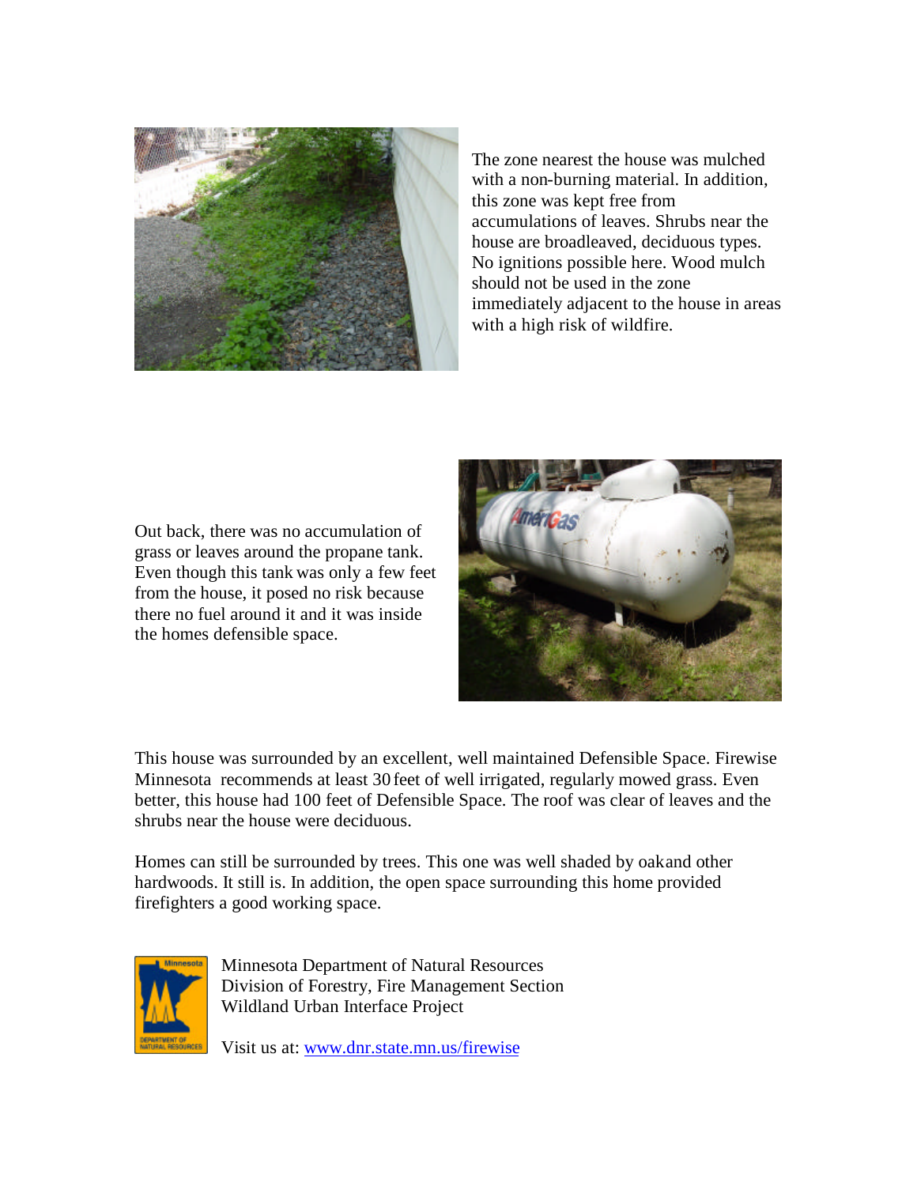The zone nearest the house was mulched with a non-burning material. In addition, this zone was kept free from accumulations of leaves. Shrubs near the house are broadleaved, deciduous types. No ignitions possible here. Wood mulch should not be used in the zone immediately adjacent to the house in areas with a high risk of wildfire.

Out back, there was no accumulation of grass or leaves around the propane tank. Even though this tank was only a few feet from the house, it posed no risk because there no fuel around it and it was inside the homes defensible space.

This house was surrounded by an excellent, well maintained Defensible Space. Firewise Minnesota recommends at least 30 feet of well irrigated, regularly mowed grass. Even better, this house had 100 feet of Defensible Space. The roof was clear of leaves and the shrubs near the house were deciduous.

Homes can still be surrounded by trees. This one was well shaded by oakand other hardwoods. It still is. In addition, the open space surrounding this home provided firefighters a good working space.

Minnesota Department of Natural Resources
Division of Forestry, Fire Management Section
Wildland Urban Interface Project

Visit us at: www.dnr.state.mn.us/firewise